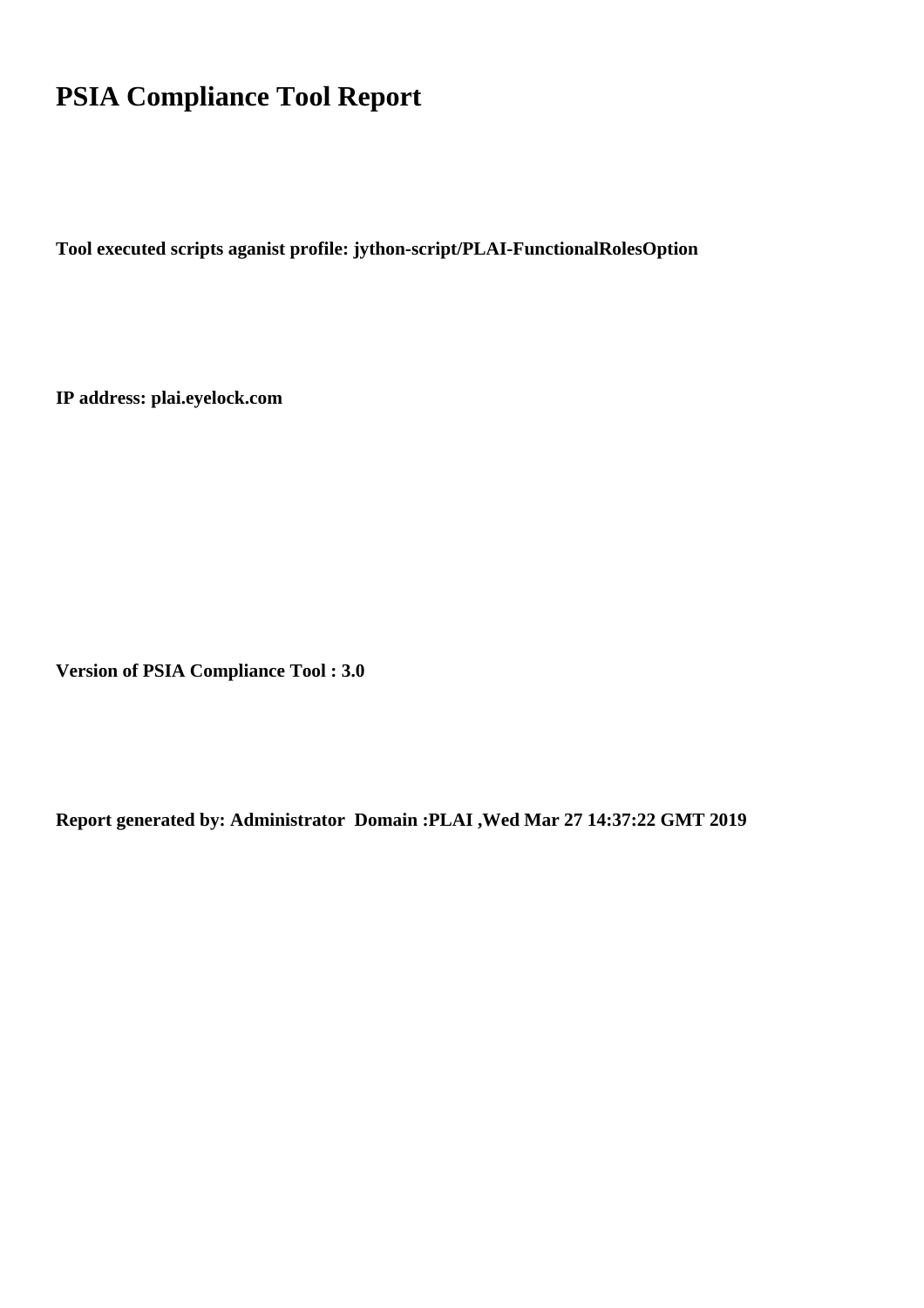# PSIA Compliance Tool Report

**Tool executed scripts aganist profile: jython-script/PLAI-FunctionalRolesOption**

**IP address: plai.eyelock.com**

**Version of PSIA Compliance Tool : 3.0**

**Report generated by: Administrator Domain :PLAI ,Wed Mar 27 14:37:22 GMT 2019**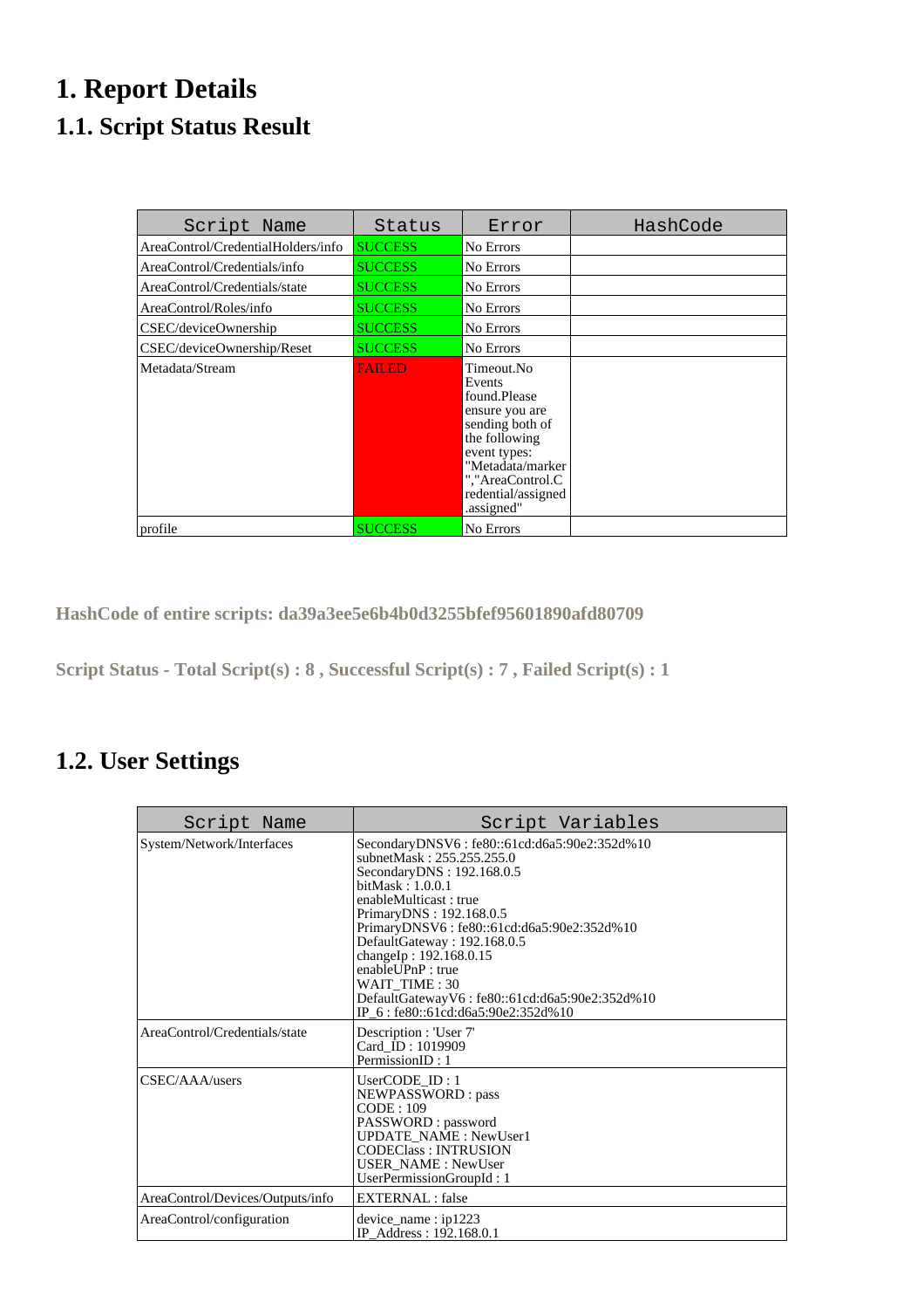# 1. Report Details

## 1.1. Script Status Result

| Script Name | Status | Error | HashCode |
| --- | --- | --- | --- |
| AreaControl/CredentialHolders/info | SUCCESS | No Errors | |
| AreaControl/Credentials/info | SUCCESS | No Errors | |
| AreaControl/Credentials/state | SUCCESS | No Errors | |
| AreaControl/Roles/info | SUCCESS | No Errors | |
| CSEC/deviceOwnership | SUCCESS | No Errors | |
| CSEC/deviceOwnership/Reset | SUCCESS | No Errors | |
| Metadata/Stream | FAILED | Timeout.No Events found.Please ensure you are sending both of the following event types: "Metadata/marker","AreaControl.Credential/assigned.assigned" | |
| profile | SUCCESS | No Errors | |

**HashCode of entire scripts: da39a3ee5e6b4b0d3255bfef95601890afd80709**

**Script Status - Total Script(s) : 8 , Successful Script(s) : 7 , Failed Script(s) : 1**

## 1.2. User Settings

| Script Name | Script Variables |
| --- | --- |
| System/Network/Interfaces | SecondaryDNSV6 : fe80::61cd:d6a5:90e2:352d%10<br>subnetMask : 255.255.255.0<br>SecondaryDNS : 192.168.0.5<br>bitMask : 1.0.0.1<br>enableMulticast : true<br>PrimaryDNS : 192.168.0.5<br>PrimaryDNSV6 : fe80::61cd:d6a5:90e2:352d%10<br>DefaultGateway : 192.168.0.5<br>changeIp : 192.168.0.15<br>enableUPnP : true<br>WAIT_TIME : 30<br>DefaultGatewayV6 : fe80::61cd:d6a5:90e2:352d%10<br>IP_6 : fe80::61cd:d6a5:90e2:352d%10 |
| AreaControl/Credentials/state | Description : 'User 7'<br>Card_ID : 1019909<br>PermissionID : 1 |
| CSEC/AAA/users | UserCODE_ID : 1<br>NEWPASSWORD : pass<br>CODE : 109<br>PASSWORD : password<br>UPDATE_NAME : NewUser1<br>CODEClass : INTRUSION<br>USER_NAME : NewUser<br>UserPermissionGroupId : 1 |
| AreaControl/Devices/Outputs/info | EXTERNAL : false |
| AreaControl/configuration | device_name : ip1223<br>IP_Address : 192.168.0.1 |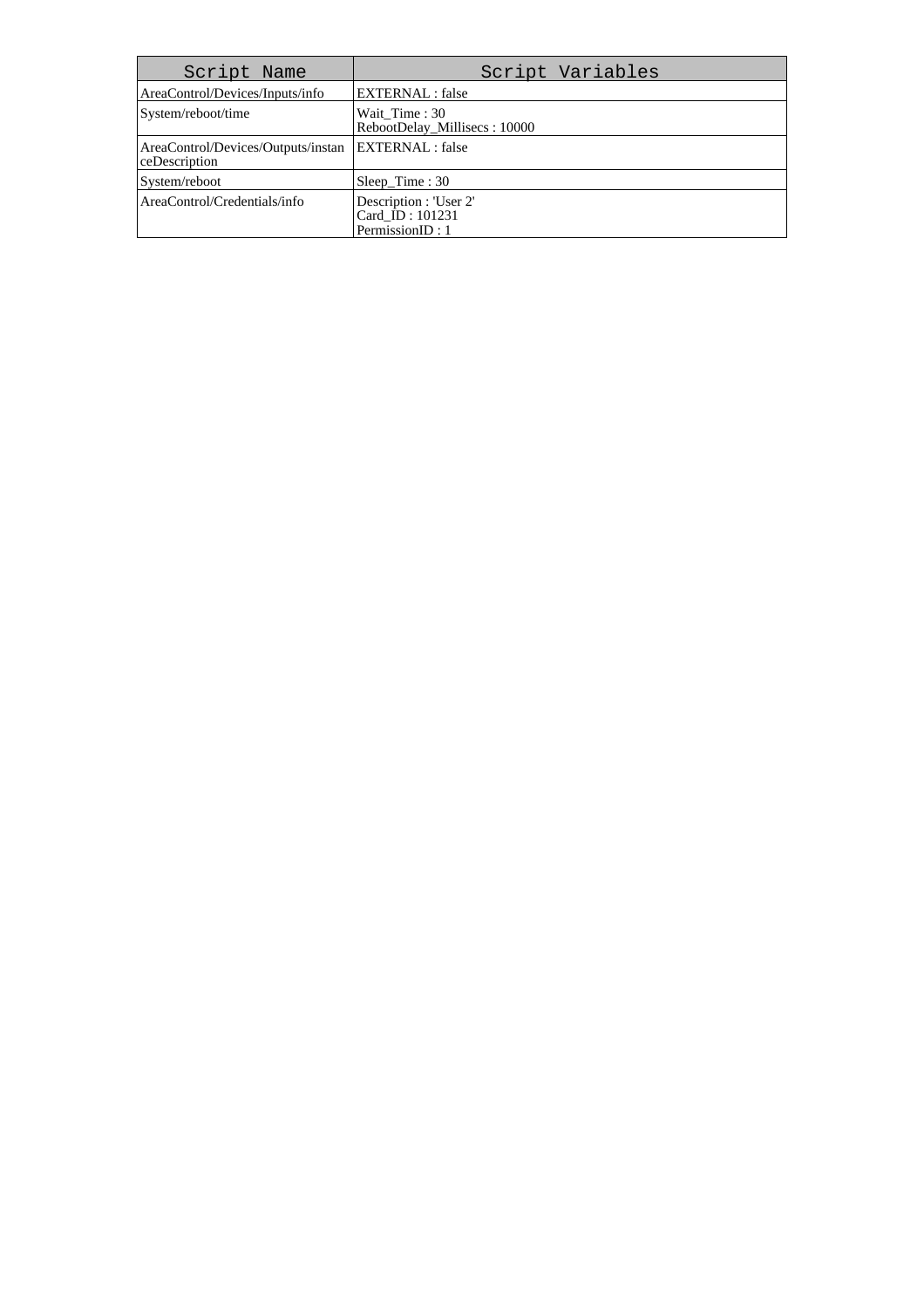| Script Name | Script Variables |
| --- | --- |
| AreaControl/Devices/Inputs/info | EXTERNAL : false |
| System/reboot/time | Wait_Time : 30<br>RebootDelay_Millisecs : 10000 |
| AreaControl/Devices/Outputs/instanceDescription | EXTERNAL : false |
| System/reboot | Sleep_Time : 30 |
| AreaControl/Credentials/info | Description : 'User 2'<br>Card_ID : 101231<br>PermissionID : 1 |